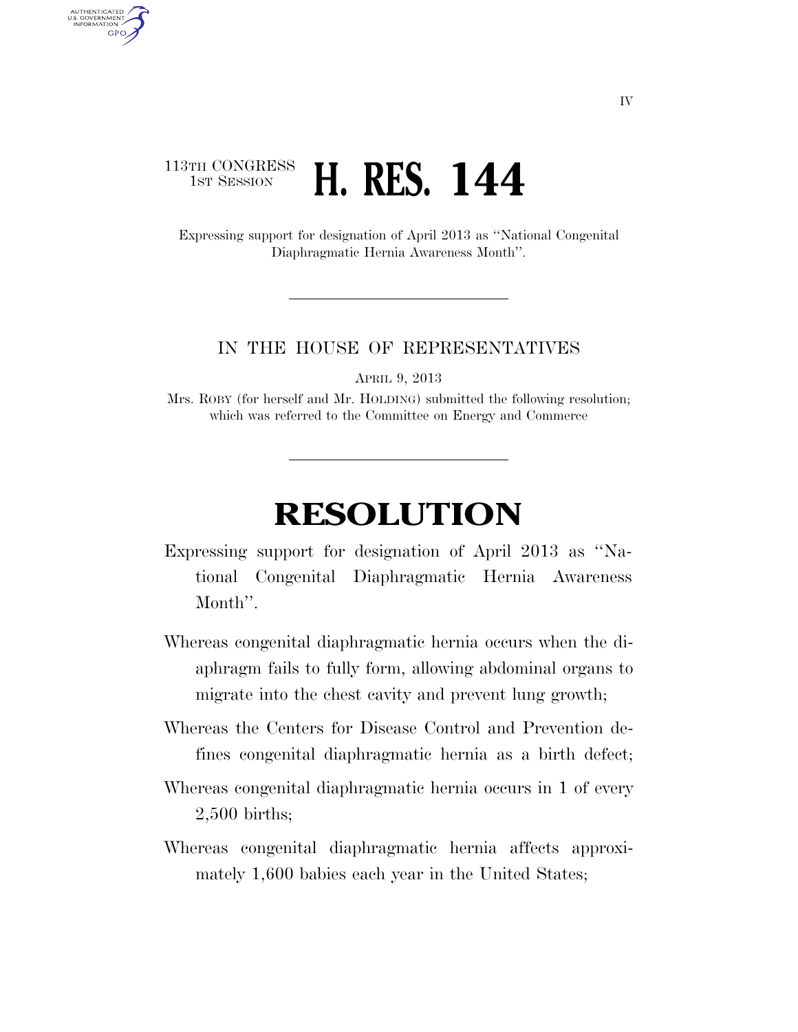113TH CONGRESS
1ST SESSION

# H. RES. 144

Expressing support for designation of April 2013 as ''National Congenital Diaphragmatic Hernia Awareness Month''.

IN THE HOUSE OF REPRESENTATIVES

APRIL 9, 2013

Mrs. ROBY (for herself and Mr. HOLDING) submitted the following resolution; which was referred to the Committee on Energy and Commerce

# RESOLUTION

Expressing support for designation of April 2013 as ''National Congenital Diaphragmatic Hernia Awareness Month''.

Whereas congenital diaphragmatic hernia occurs when the diaphragm fails to fully form, allowing abdominal organs to migrate into the chest cavity and prevent lung growth;

Whereas the Centers for Disease Control and Prevention defines congenital diaphragmatic hernia as a birth defect;

Whereas congenital diaphragmatic hernia occurs in 1 of every 2,500 births;

Whereas congenital diaphragmatic hernia affects approximately 1,600 babies each year in the United States;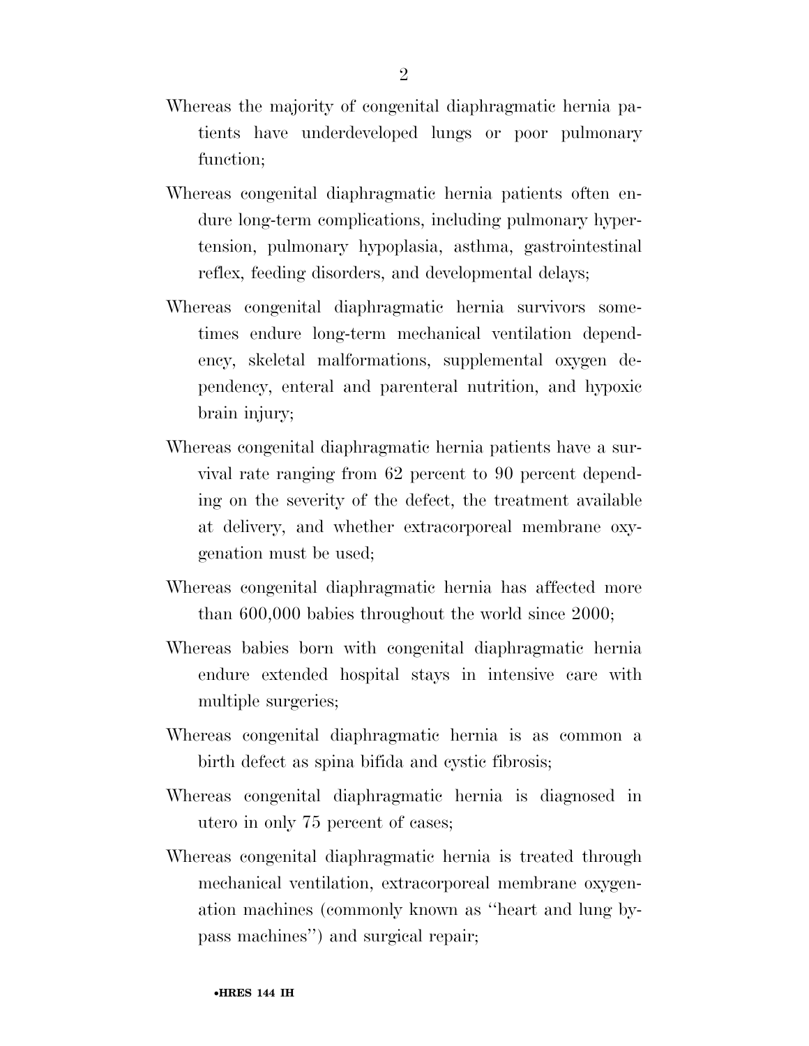Whereas the majority of congenital diaphragmatic hernia patients have underdeveloped lungs or poor pulmonary function;

Whereas congenital diaphragmatic hernia patients often endure long-term complications, including pulmonary hypertension, pulmonary hypoplasia, asthma, gastrointestinal reflex, feeding disorders, and developmental delays;

Whereas congenital diaphragmatic hernia survivors sometimes endure long-term mechanical ventilation dependency, skeletal malformations, supplemental oxygen dependency, enteral and parenteral nutrition, and hypoxic brain injury;

Whereas congenital diaphragmatic hernia patients have a survival rate ranging from 62 percent to 90 percent depending on the severity of the defect, the treatment available at delivery, and whether extracorporeal membrane oxygenation must be used;

Whereas congenital diaphragmatic hernia has affected more than 600,000 babies throughout the world since 2000;

Whereas babies born with congenital diaphragmatic hernia endure extended hospital stays in intensive care with multiple surgeries;

Whereas congenital diaphragmatic hernia is as common a birth defect as spina bifida and cystic fibrosis;

Whereas congenital diaphragmatic hernia is diagnosed in utero in only 75 percent of cases;

Whereas congenital diaphragmatic hernia is treated through mechanical ventilation, extracorporeal membrane oxygenation machines (commonly known as "heart and lung bypass machines") and surgical repair;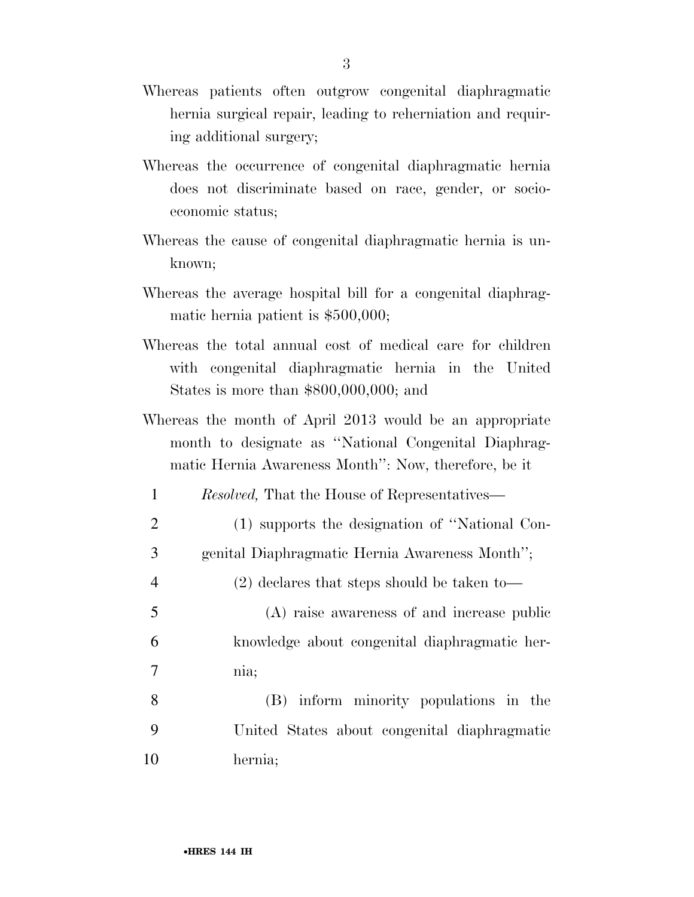Whereas patients often outgrow congenital diaphragmatic hernia surgical repair, leading to reherniation and requiring additional surgery;

Whereas the occurrence of congenital diaphragmatic hernia does not discriminate based on race, gender, or socioeconomic status;

Whereas the cause of congenital diaphragmatic hernia is unknown;

Whereas the average hospital bill for a congenital diaphragmatic hernia patient is $500,000;

Whereas the total annual cost of medical care for children with congenital diaphragmatic hernia in the United States is more than $800,000,000; and

Whereas the month of April 2013 would be an appropriate month to designate as ''National Congenital Diaphragmatic Hernia Awareness Month'': Now, therefore, be it

*Resolved,* That the House of Representatives—

(1) supports the designation of ''National Congenital Diaphragmatic Hernia Awareness Month'';

(2) declares that steps should be taken to—

(A) raise awareness of and increase public knowledge about congenital diaphragmatic hernia;

(B) inform minority populations in the United States about congenital diaphragmatic hernia;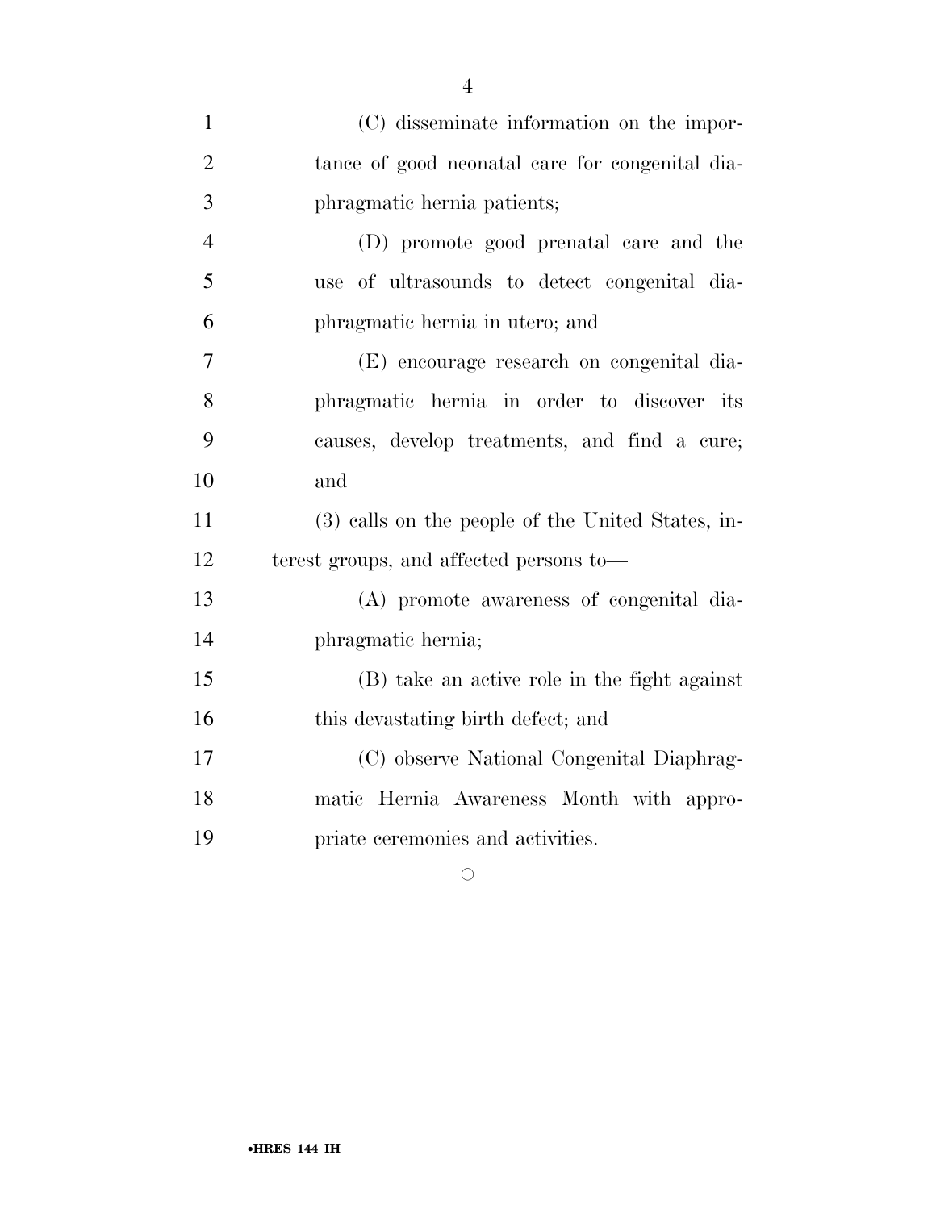(C) disseminate information on the importance of good neonatal care for congenital diaphragmatic hernia patients;

(D) promote good prenatal care and the use of ultrasounds to detect congenital diaphragmatic hernia in utero; and

(E) encourage research on congenital diaphragmatic hernia in order to discover its causes, develop treatments, and find a cure; and

(3) calls on the people of the United States, interest groups, and affected persons to—

(A) promote awareness of congenital diaphragmatic hernia;

(B) take an active role in the fight against this devastating birth defect; and

(C) observe National Congenital Diaphragmatic Hernia Awareness Month with appropriate ceremonies and activities.

○